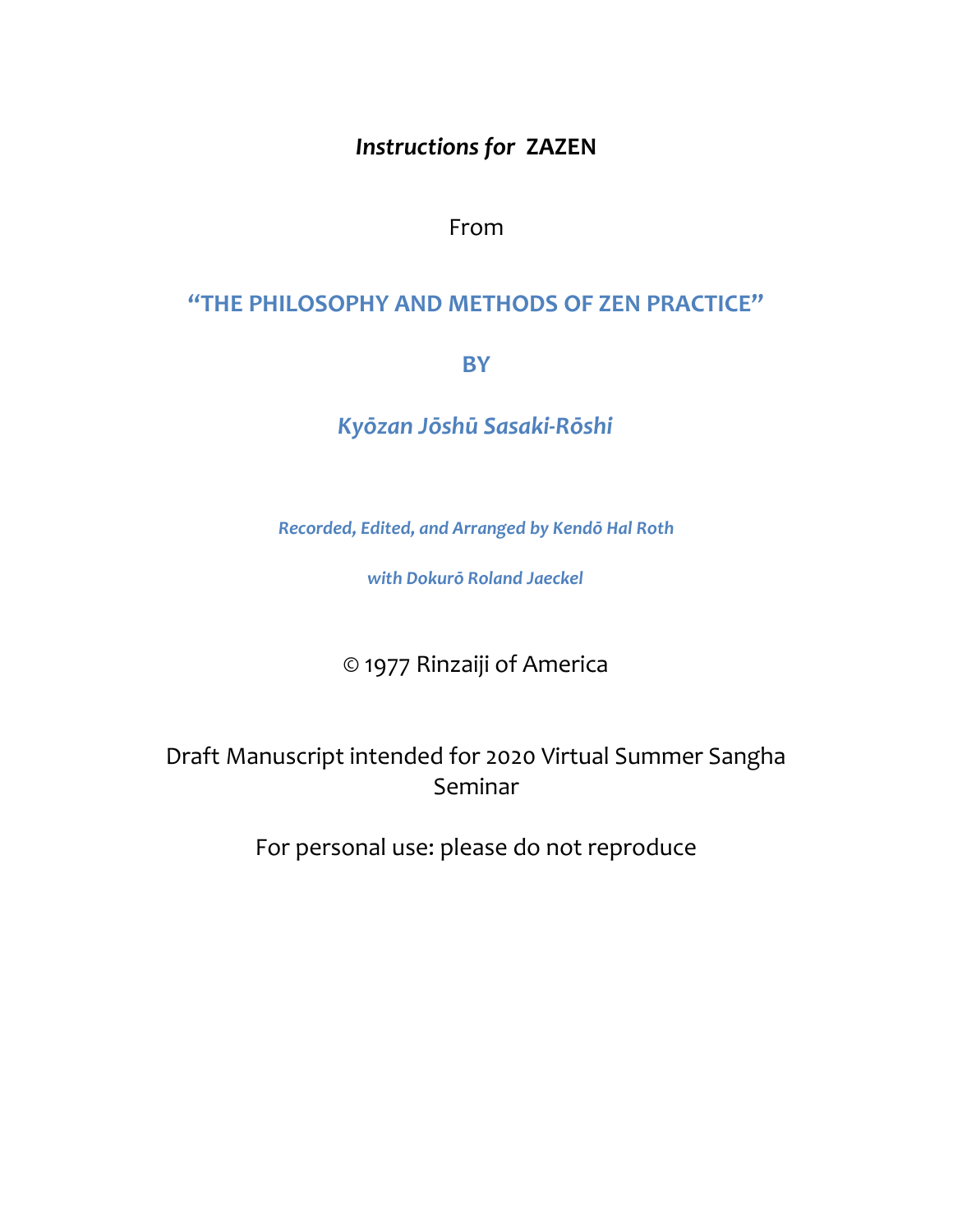# *Instructions for* ZAZEN

From

## "THE PHILOSOPHY AND METHODS OF ZEN PRACTICE"

**BY**

***Kyōzan Jōshū Sasaki-Rōshi***

***Recorded, Edited, and Arranged by Kendō Hal Roth***

***with Dokurō Roland Jaeckel***

© 1977 Rinzaiji of America

Draft Manuscript intended for 2020 Virtual Summer Sangha Seminar

For personal use: please do not reproduce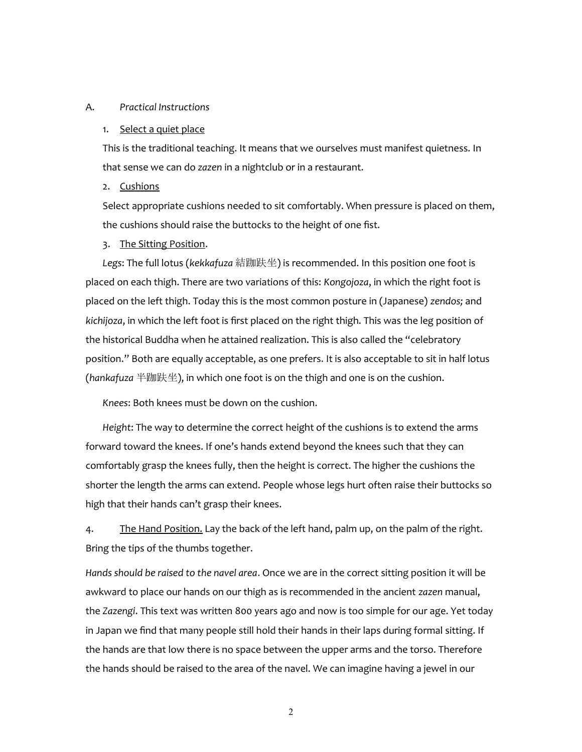A. *Practical Instructions*

1. <u>Select a quiet place</u>

This is the traditional teaching. It means that we ourselves must manifest quietness. In that sense we can do *zazen* in a nightclub or in a restaurant.

2. <u>Cushions</u>

Select appropriate cushions needed to sit comfortably. When pressure is placed on them, the cushions should raise the buttocks to the height of one fist.

3. <u>The Sitting Position</u>.

*Legs*: The full lotus (*kekkafuza* 結跏趺坐) is recommended. In this position one foot is placed on each thigh. There are two variations of this: *Kongojoza*, in which the right foot is placed on the left thigh. Today this is the most common posture in (Japanese) *zendos;* and *kichijoza*, in which the left foot is first placed on the right thigh. This was the leg position of the historical Buddha when he attained realization. This is also called the "celebratory position." Both are equally acceptable, as one prefers. It is also acceptable to sit in half lotus (*hankafuza* 半跏趺坐), in which one foot is on the thigh and one is on the cushion.

*Knees*: Both knees must be down on the cushion.

*Height*: The way to determine the correct height of the cushions is to extend the arms forward toward the knees. If one's hands extend beyond the knees such that they can comfortably grasp the knees fully, then the height is correct. The higher the cushions the shorter the length the arms can extend. People whose legs hurt often raise their buttocks so high that their hands can't grasp their knees.

4. <u>The Hand Position.</u> Lay the back of the left hand, palm up, on the palm of the right. Bring the tips of the thumbs together.

*Hands should be raised to the navel area*. Once we are in the correct sitting position it will be awkward to place our hands on our thigh as is recommended in the ancient *zazen* manual, the *Zazengi*. This text was written 800 years ago and now is too simple for our age. Yet today in Japan we find that many people still hold their hands in their laps during formal sitting. If the hands are that low there is no space between the upper arms and the torso. Therefore the hands should be raised to the area of the navel. We can imagine having a jewel in our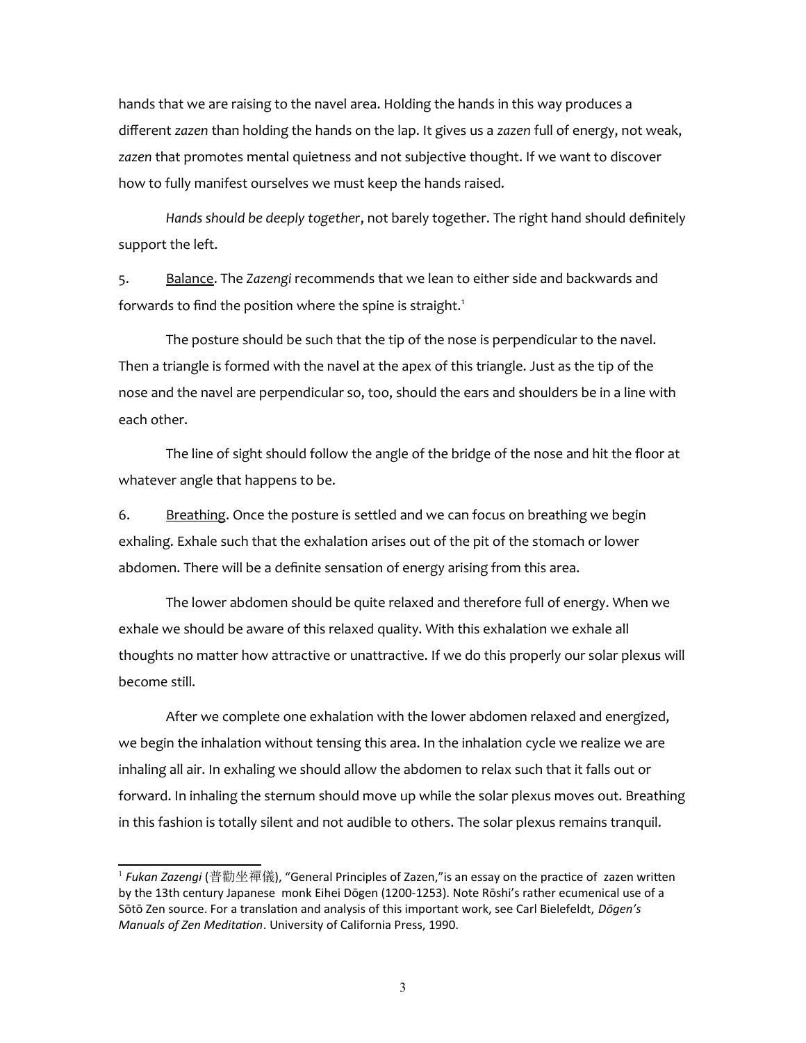hands that we are raising to the navel area. Holding the hands in this way produces a different *zazen* than holding the hands on the lap. It gives us a *zazen* full of energy, not weak, *zazen* that promotes mental quietness and not subjective thought. If we want to discover how to fully manifest ourselves we must keep the hands raised.

*Hands should be deeply together*, not barely together. The right hand should definitely support the left.

5. <u>Balance</u>. The *Zazengi* recommends that we lean to either side and backwards and forwards to find the position where the spine is straight.[1]

The posture should be such that the tip of the nose is perpendicular to the navel. Then a triangle is formed with the navel at the apex of this triangle. Just as the tip of the nose and the navel are perpendicular so, too, should the ears and shoulders be in a line with each other.

The line of sight should follow the angle of the bridge of the nose and hit the floor at whatever angle that happens to be.

6. <u>Breathing</u>. Once the posture is settled and we can focus on breathing we begin exhaling. Exhale such that the exhalation arises out of the pit of the stomach or lower abdomen. There will be a definite sensation of energy arising from this area.

The lower abdomen should be quite relaxed and therefore full of energy. When we exhale we should be aware of this relaxed quality. With this exhalation we exhale all thoughts no matter how attractive or unattractive. If we do this properly our solar plexus will become still.

After we complete one exhalation with the lower abdomen relaxed and energized, we begin the inhalation without tensing this area. In the inhalation cycle we realize we are inhaling all air. In exhaling we should allow the abdomen to relax such that it falls out or forward. In inhaling the sternum should move up while the solar plexus moves out. Breathing in this fashion is totally silent and not audible to others. The solar plexus remains tranquil.

---

[1] *Fukan Zazengi* (普勧坐禪儀), "General Principles of Zazen,"is an essay on the practice of zazen written by the 13th century Japanese monk Eihei Dōgen (1200-1253). Note Rōshi's rather ecumenical use of a Sōtō Zen source. For a translation and analysis of this important work, see Carl Bielefeldt, *Dōgen's Manuals of Zen Meditation*. University of California Press, 1990.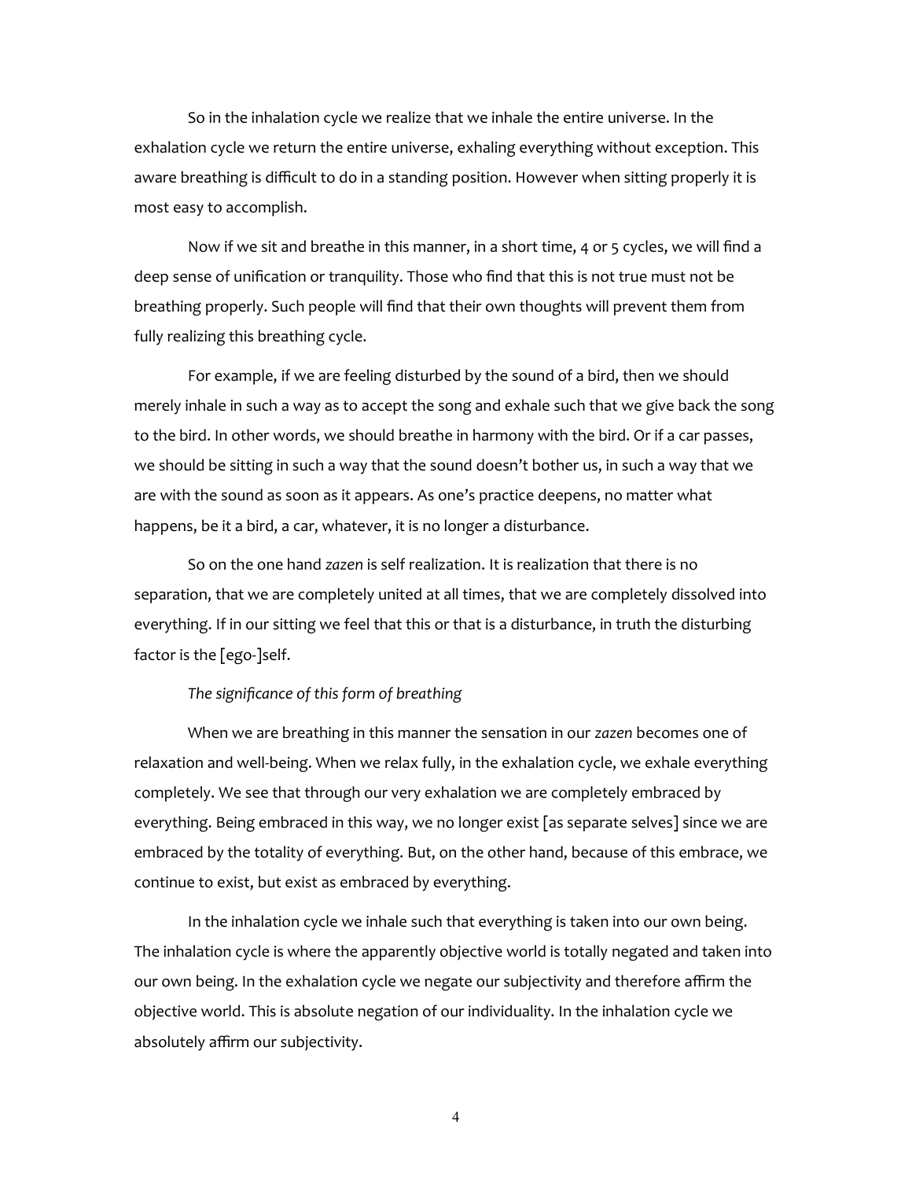So in the inhalation cycle we realize that we inhale the entire universe. In the exhalation cycle we return the entire universe, exhaling everything without exception. This aware breathing is difficult to do in a standing position. However when sitting properly it is most easy to accomplish.

Now if we sit and breathe in this manner, in a short time, 4 or 5 cycles, we will find a deep sense of unification or tranquility. Those who find that this is not true must not be breathing properly. Such people will find that their own thoughts will prevent them from fully realizing this breathing cycle.

For example, if we are feeling disturbed by the sound of a bird, then we should merely inhale in such a way as to accept the song and exhale such that we give back the song to the bird. In other words, we should breathe in harmony with the bird. Or if a car passes, we should be sitting in such a way that the sound doesn't bother us, in such a way that we are with the sound as soon as it appears. As one's practice deepens, no matter what happens, be it a bird, a car, whatever, it is no longer a disturbance.

So on the one hand *zazen* is self realization. It is realization that there is no separation, that we are completely united at all times, that we are completely dissolved into everything. If in our sitting we feel that this or that is a disturbance, in truth the disturbing factor is the [ego-]self.

*The significance of this form of breathing*

When we are breathing in this manner the sensation in our *zazen* becomes one of relaxation and well-being. When we relax fully, in the exhalation cycle, we exhale everything completely. We see that through our very exhalation we are completely embraced by everything. Being embraced in this way, we no longer exist [as separate selves] since we are embraced by the totality of everything. But, on the other hand, because of this embrace, we continue to exist, but exist as embraced by everything.

In the inhalation cycle we inhale such that everything is taken into our own being. The inhalation cycle is where the apparently objective world is totally negated and taken into our own being. In the exhalation cycle we negate our subjectivity and therefore affirm the objective world. This is absolute negation of our individuality. In the inhalation cycle we absolutely affirm our subjectivity.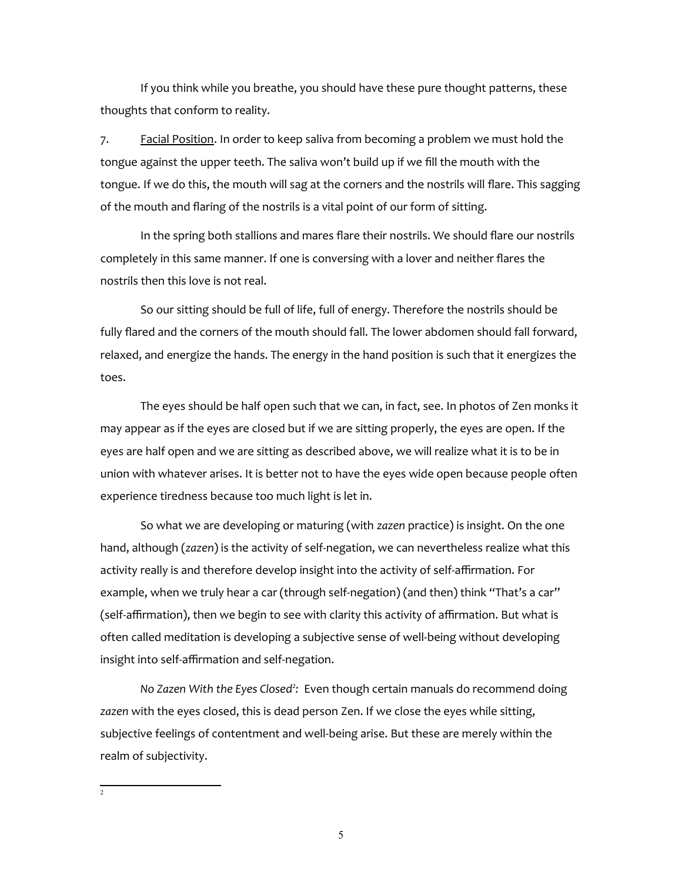If you think while you breathe, you should have these pure thought patterns, these thoughts that conform to reality.

7. Facial Position. In order to keep saliva from becoming a problem we must hold the tongue against the upper teeth. The saliva won't build up if we fill the mouth with the tongue. If we do this, the mouth will sag at the corners and the nostrils will flare. This sagging of the mouth and flaring of the nostrils is a vital point of our form of sitting.

In the spring both stallions and mares flare their nostrils. We should flare our nostrils completely in this same manner. If one is conversing with a lover and neither flares the nostrils then this love is not real.

So our sitting should be full of life, full of energy. Therefore the nostrils should be fully flared and the corners of the mouth should fall. The lower abdomen should fall forward, relaxed, and energize the hands. The energy in the hand position is such that it energizes the toes.

The eyes should be half open such that we can, in fact, see. In photos of Zen monks it may appear as if the eyes are closed but if we are sitting properly, the eyes are open. If the eyes are half open and we are sitting as described above, we will realize what it is to be in union with whatever arises. It is better not to have the eyes wide open because people often experience tiredness because too much light is let in.

So what we are developing or maturing (with *zazen* practice) is insight. On the one hand, although (*zazen*) is the activity of self-negation, we can nevertheless realize what this activity really is and therefore develop insight into the activity of self-affirmation. For example, when we truly hear a car (through self-negation) (and then) think "That's a car" (self-affirmation), then we begin to see with clarity this activity of affirmation. But what is often called meditation is developing a subjective sense of well-being without developing insight into self-affirmation and self-negation.

*No Zazen With the Eyes Closed*[2]*:* Even though certain manuals do recommend doing *zazen* with the eyes closed, this is dead person Zen. If we close the eyes while sitting, subjective feelings of contentment and well-being arise. But these are merely within the realm of subjectivity.

---

[2]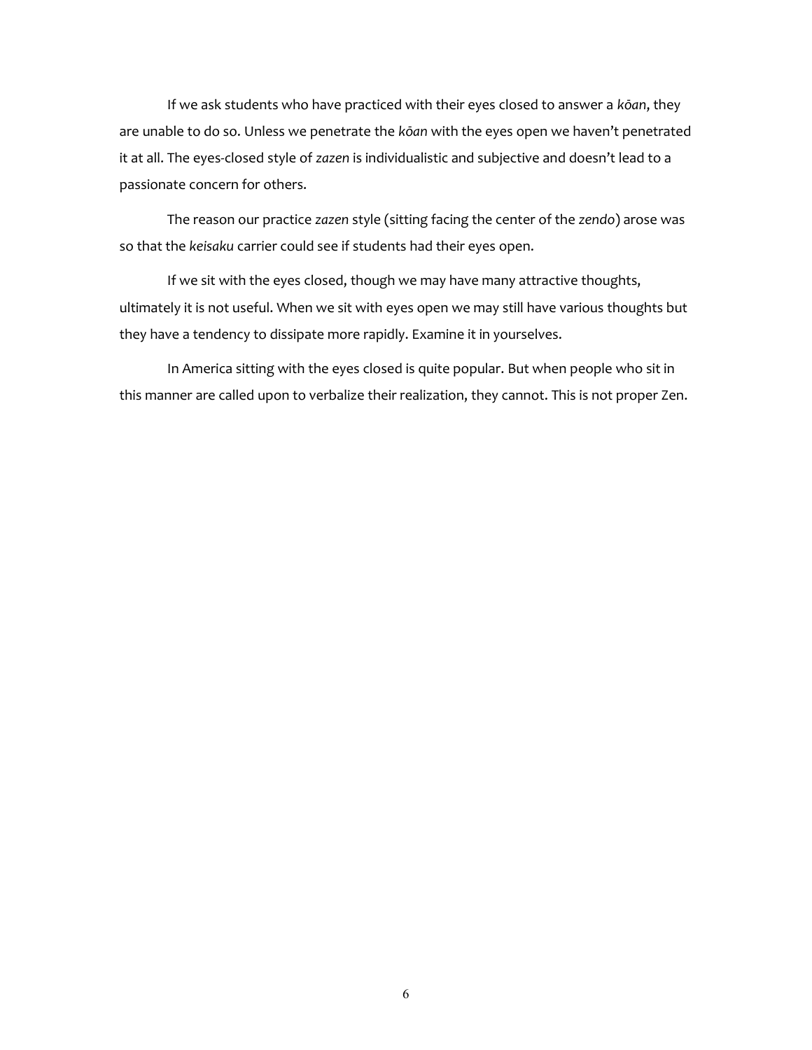If we ask students who have practiced with their eyes closed to answer a *kōan*, they are unable to do so. Unless we penetrate the *kōan* with the eyes open we haven't penetrated it at all. The eyes-closed style of *zazen* is individualistic and subjective and doesn't lead to a passionate concern for others.

The reason our practice *zazen* style (sitting facing the center of the *zendo*) arose was so that the *keisaku* carrier could see if students had their eyes open.

If we sit with the eyes closed, though we may have many attractive thoughts, ultimately it is not useful. When we sit with eyes open we may still have various thoughts but they have a tendency to dissipate more rapidly. Examine it in yourselves.

In America sitting with the eyes closed is quite popular. But when people who sit in this manner are called upon to verbalize their realization, they cannot. This is not proper Zen.